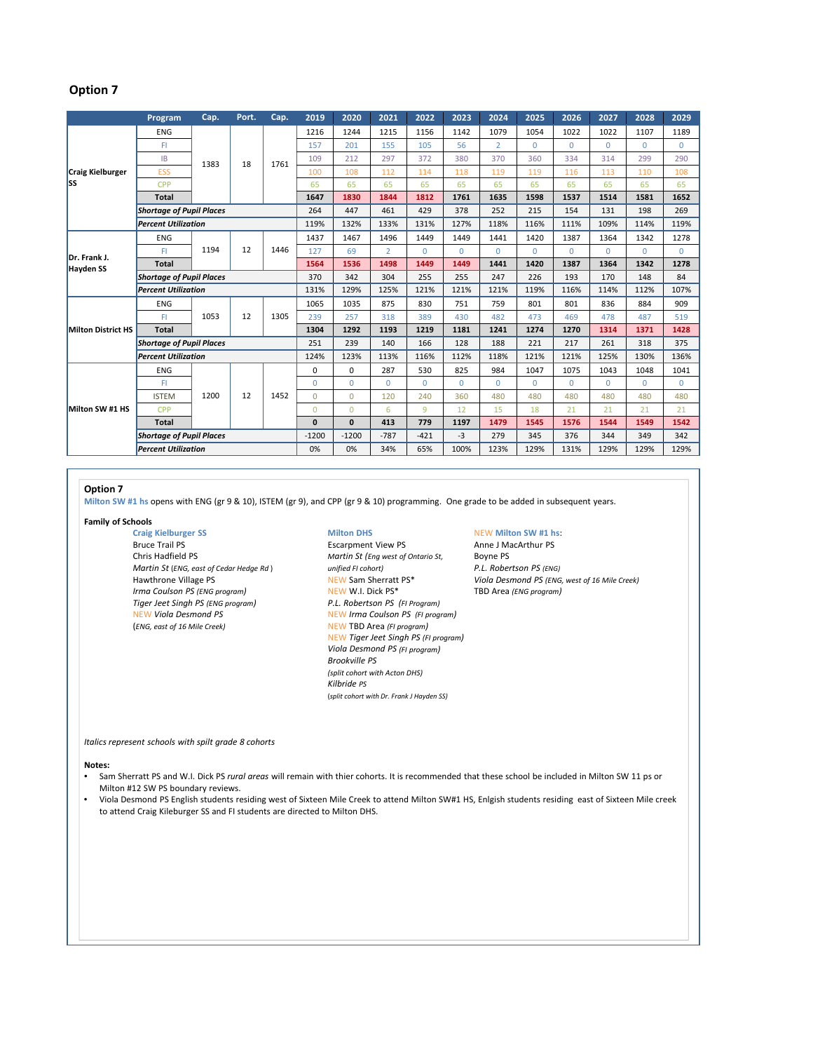## Option 7

| | Program | Cap. | Port. | Cap. | 2019 | 2020 | 2021 | 2022 | 2023 | 2024 | 2025 | 2026 | 2027 | 2028 | 2029 |
|---|---|---|---|---|---|---|---|---|---|---|---|---|---|---|---|
| Craig Kielburger SS | ENG | 1383 | 18 | 1761 | 1216 | 1244 | 1215 | 1156 | 1142 | 1079 | 1054 | 1022 | 1022 | 1107 | 1189 |
| | FI | | | | 157 | 201 | 155 | 105 | 56 | 2 | 0 | 0 | 0 | 0 | 0 |
| | IB | | | | 109 | 212 | 297 | 372 | 380 | 370 | 360 | 334 | 314 | 299 | 290 |
| | ESS | | | | 100 | 108 | 112 | 114 | 118 | 119 | 119 | 116 | 113 | 110 | 108 |
| | CPP | | | | 65 | 65 | 65 | 65 | 65 | 65 | 65 | 65 | 65 | 65 | 65 |
| | **Total** | | | | **1647** | **1830** | **1844** | **1812** | **1761** | **1635** | **1598** | **1537** | **1514** | **1581** | **1652** |
| | ***Shortage of Pupil Places*** | | | | 264 | 447 | 461 | 429 | 378 | 252 | 215 | 154 | 131 | 198 | 269 |
| | ***Percent Utilization*** | | | | 119% | 132% | 133% | 131% | 127% | 118% | 116% | 111% | 109% | 114% | 119% |
| Dr. Frank J. Hayden SS | ENG | 1194 | 12 | 1446 | 1437 | 1467 | 1496 | 1449 | 1449 | 1441 | 1420 | 1387 | 1364 | 1342 | 1278 |
| | FI | | | | 127 | 69 | 2 | 0 | 0 | 0 | 0 | 0 | 0 | 0 | 0 |
| | **Total** | | | | **1564** | **1536** | **1498** | **1449** | **1449** | **1441** | **1420** | **1387** | **1364** | **1342** | **1278** |
| | ***Shortage of Pupil Places*** | | | | 370 | 342 | 304 | 255 | 255 | 247 | 226 | 193 | 170 | 148 | 84 |
| | ***Percent Utilization*** | | | | 131% | 129% | 125% | 121% | 121% | 121% | 119% | 116% | 114% | 112% | 107% |
| Milton District HS | ENG | 1053 | 12 | 1305 | 1065 | 1035 | 875 | 830 | 751 | 759 | 801 | 801 | 836 | 884 | 909 |
| | FI | | | | 239 | 257 | 318 | 389 | 430 | 482 | 473 | 469 | 478 | 487 | 519 |
| | **Total** | | | | **1304** | **1292** | **1193** | **1219** | **1181** | **1241** | **1274** | **1270** | **1314** | **1371** | **1428** |
| | ***Shortage of Pupil Places*** | | | | 251 | 239 | 140 | 166 | 128 | 188 | 221 | 217 | 261 | 318 | 375 |
| | ***Percent Utilization*** | | | | 124% | 123% | 113% | 116% | 112% | 118% | 121% | 121% | 125% | 130% | 136% |
| Milton SW #1 HS | ENG | 1200 | 12 | 1452 | 0 | 0 | 287 | 530 | 825 | 984 | 1047 | 1075 | 1043 | 1048 | 1041 |
| | FI | | | | 0 | 0 | 0 | 0 | 0 | 0 | 0 | 0 | 0 | 0 | 0 |
| | ISTEM | | | | 0 | 0 | 120 | 240 | 360 | 480 | 480 | 480 | 480 | 480 | 480 |
| | CPP | | | | 0 | 0 | 6 | 9 | 12 | 15 | 18 | 21 | 21 | 21 | 21 |
| | **Total** | | | | **0** | **0** | **413** | **779** | **1197** | **1479** | **1545** | **1576** | **1544** | **1549** | **1542** |
| | ***Shortage of Pupil Places*** | | | | -1200 | -1200 | -787 | -421 | -3 | 279 | 345 | 376 | 344 | 349 | 342 |
| | ***Percent Utilization*** | | | | 0% | 0% | 34% | 65% | 100% | 123% | 129% | 131% | 129% | 129% | 129% |

**Option 7**

Milton SW #1 hs opens with ENG (gr 9 & 10), ISTEM (gr 9), and CPP (gr 9 & 10) programming. One grade to be added in subsequent years.

**Family of Schools**

**Craig Kielburger SS**
- Bruce Trail PS
- Chris Hadfield PS
- *Martin St (ENG, east of Cedar Hedge Rd )*
- Hawthrone Village PS
- *Irma Coulson PS (ENG program)*
- *Tiger Jeet Singh PS (ENG program)*
- NEW *Viola Desmond PS* *(ENG, east of 16 Mile Creek)*

**Milton DHS**
- Escarpment View PS
- *Martin St (Eng west of Ontario St, unified FI cohort)*
- NEW Sam Sherratt PS*
- NEW W.I. Dick PS*
- *P.L. Robertson PS (FI Program)*
- NEW *Irma Coulson PS (FI program)*
- NEW *TBD Area (FI program)*
- NEW *Tiger Jeet Singh PS (FI program)*
- *Viola Desmond PS (FI program)*
- *Brookville PS* *(split cohort with Acton DHS)*
- *Kilbride PS* *(split cohort with Dr. Frank J Hayden SS)*

**NEW Milton SW #1 hs:**
- Anne J MacArthur PS
- Boyne PS
- *P.L. Robertson PS (ENG)*
- *Viola Desmond PS (ENG, west of 16 Mile Creek)*
- *TBD Area (ENG program)*

*Italics represent schools with spilt grade 8 cohorts*

**Notes:**
- Sam Sherratt PS and W.I. Dick PS *rural areas* will remain with thier cohorts. It is recommended that these school be included in Milton SW 11 ps or Milton #12 SW PS boundary reviews.
- Viola Desmond PS English students residing west of Sixteen Mile Creek to attend Milton SW#1 HS, Enlgish students residing east of Sixteen Mile creek to attend Craig Kileburger SS and FI students are directed to Milton DHS.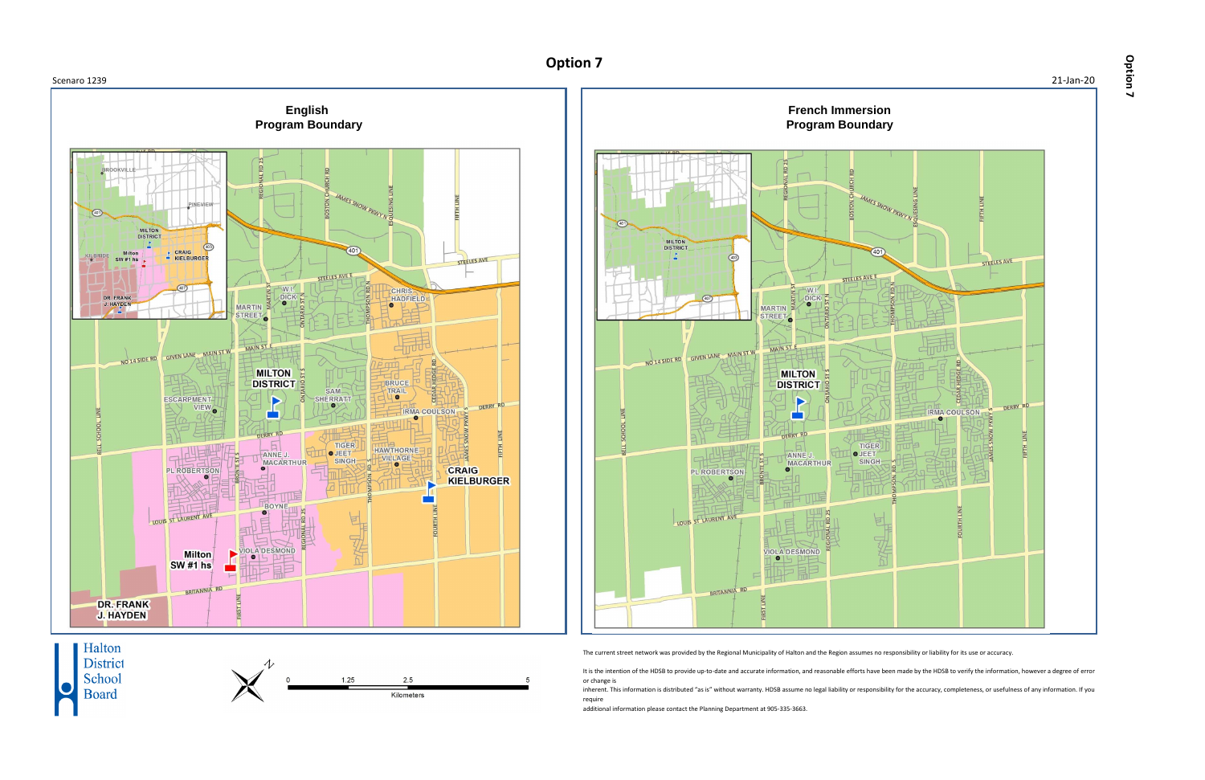# Option 7

Scenaro 1239

21-Jan-20

## English Program Boundary

BROOKVILLE
PINEVIEW
MILTON DISTRICT
KILBRIDE
Milton SW #1 hs
CRAIG KIELBURGER
DR. FRANK J. HAYDEN
REGIONAL RD 25
BOSTON CHURCH RD
JAMES SNOW PKWY N
ESQUESING LINE
FIFTH LINE
401
STEELES AVE
STEELES AVE E
W.I. DICK
CHRIS HADFIELD
MARTIN STREET
MARTIN ST
ONTARIO ST N
THOMPSON RD N
NO 14 SIDE RD
GIVEN LANE
MAIN ST W
MAIN ST E
MILTON DISTRICT
ONTARIO ST S
BRUCE TRAIL
CEDAR HEDGE RD
ESCARPMENT VIEW
SAM SHERRATT
IRMA COULSON
DERRY RD
BELL SCHOOL LINE
ANNE J. MACARTHUR
TIGER JEET SINGH
HAWTHORNE VILLAGE
JAMES SNOW PKWY S
PL ROBERTSON
BRONTE ST S
THOMPSON RD S
CRAIG KIELBURGER
BOYNE
LOUIS ST LAURENT AVE
FOURTH LINE
Milton SW #1 hs
VIOLA DESMOND
BRITANNIA RD
FIRST LINE
DR. FRANK J. HAYDEN

## French Immersion Program Boundary

MILTON DISTRICT
REGIONAL RD 25
BOSTON CHURCH RD
JAMES SNOW PKWY N
ESQUESING LINE
FIFTH LINE
401
STEELES AVE
STEELES AVE E
W.I. DICK
MARTIN STREET
ONTARIO ST N
THOMPSON RD N
NO 14 SIDE RD
GIVEN LANE
MAIN ST W
MAIN ST E
MILTON DISTRICT
ONTARIO ST S
CEDAR HEDGE RD
IRMA COULSON
DERRY RD
BELL SCHOOL LINE
TIGER JEET SINGH
JAMES SNOW PKWY S
PL ROBERTSON
ANNE J. MACARTHUR
BRONTE ST S
THOMPSON RD S
LOUIS ST LAURENT AVE
FOURTH LINE
VIOLA DESMOND
REGIONAL RD 25
BRITANNIA RD
FIRST LINE

Halton District School Board

0 1.25 2.5 5
Kilometers

The current street network was provided by the Regional Municipality of Halton and the Region assumes no responsibility or liability for its use or accuracy.

It is the intention of the HDSB to provide up-to-date and accurate information, and reasonable efforts have been made by the HDSB to verify the information, however a degree of error or change is inherent. This information is distributed "as is" without warranty. HDSB assume no legal liability or responsibility for the accuracy, completeness, or usefulness of any information. If you require additional information please contact the Planning Department at 905-335-3663.